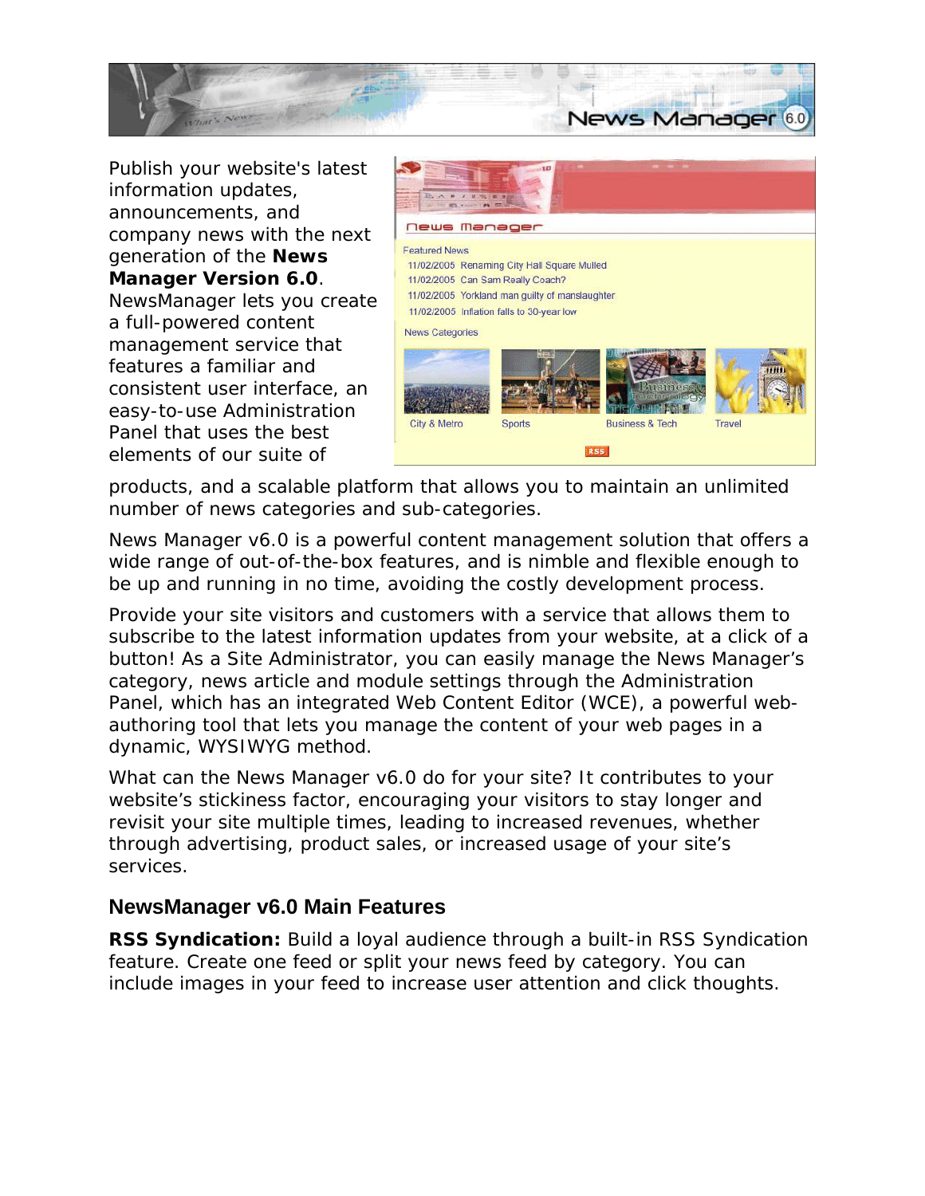Publish your website's latest information updates, announcements, and company news with the next generation of the **News Manager Version 6.0**. NewsManager lets you create a full-powered content management service that features a familiar and consistent user interface, an easy-to-use Administration Panel that uses the best elements of our suite of products, and a scalable platform that allows you to maintain an unlimited number of news categories and sub-categories.

News Manager v6.0 is a powerful content management solution that offers a wide range of out-of-the-box features, and is nimble and flexible enough to be up and running in no time, avoiding the costly development process.

Provide your site visitors and customers with a service that allows them to subscribe to the latest information updates from your website, at a click of a button! As a Site Administrator, you can easily manage the News Manager's category, news article and module settings through the Administration Panel, which has an integrated Web Content Editor (WCE), a powerful web-authoring tool that lets you manage the content of your web pages in a dynamic, WYSIWYG method.

What can the News Manager v6.0 do for your site? It contributes to your website's stickiness factor, encouraging your visitors to stay longer and revisit your site multiple times, leading to increased revenues, whether through advertising, product sales, or increased usage of your site's services.

## NewsManager v6.0 Main Features

**RSS Syndication:** Build a loyal audience through a built-in RSS Syndication feature. Create one feed or split your news feed by category. You can include images in your feed to increase user attention and click thoughts.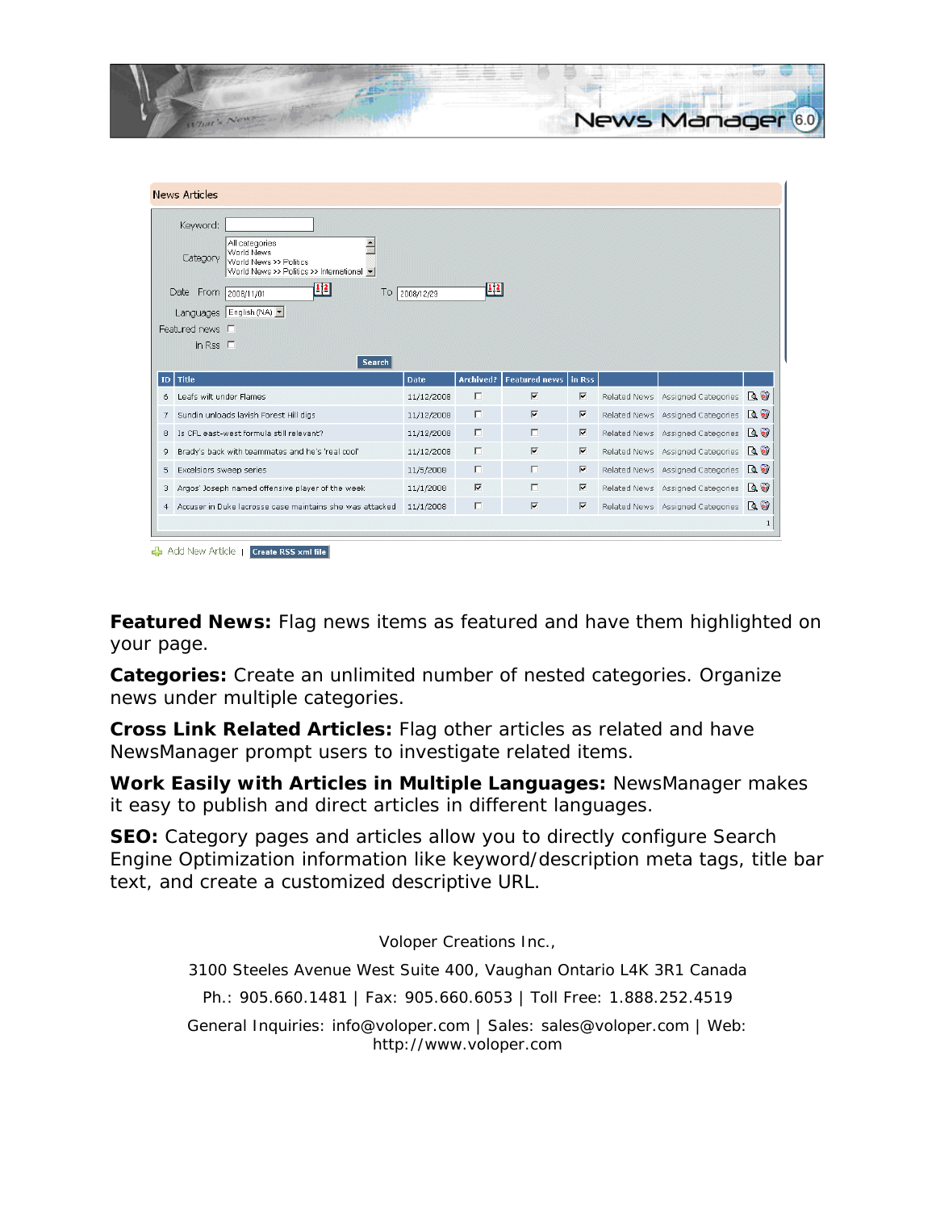**Featured News:** Flag news items as featured and have them highlighted on your page.

**Categories:** Create an unlimited number of nested categories. Organize news under multiple categories.

**Cross Link Related Articles:** Flag other articles as related and have NewsManager prompt users to investigate related items.

**Work Easily with Articles in Multiple Languages:** NewsManager makes it easy to publish and direct articles in different languages.

**SEO:** Category pages and articles allow you to directly configure Search Engine Optimization information like keyword/description meta tags, title bar text, and create a customized descriptive URL.

Voloper Creations Inc.,

3100 Steeles Avenue West Suite 400, Vaughan Ontario L4K 3R1 Canada

Ph.: 905.660.1481 | Fax: 905.660.6053 | Toll Free: 1.888.252.4519

General Inquiries: info@voloper.com | Sales: sales@voloper.com | Web: http://www.voloper.com